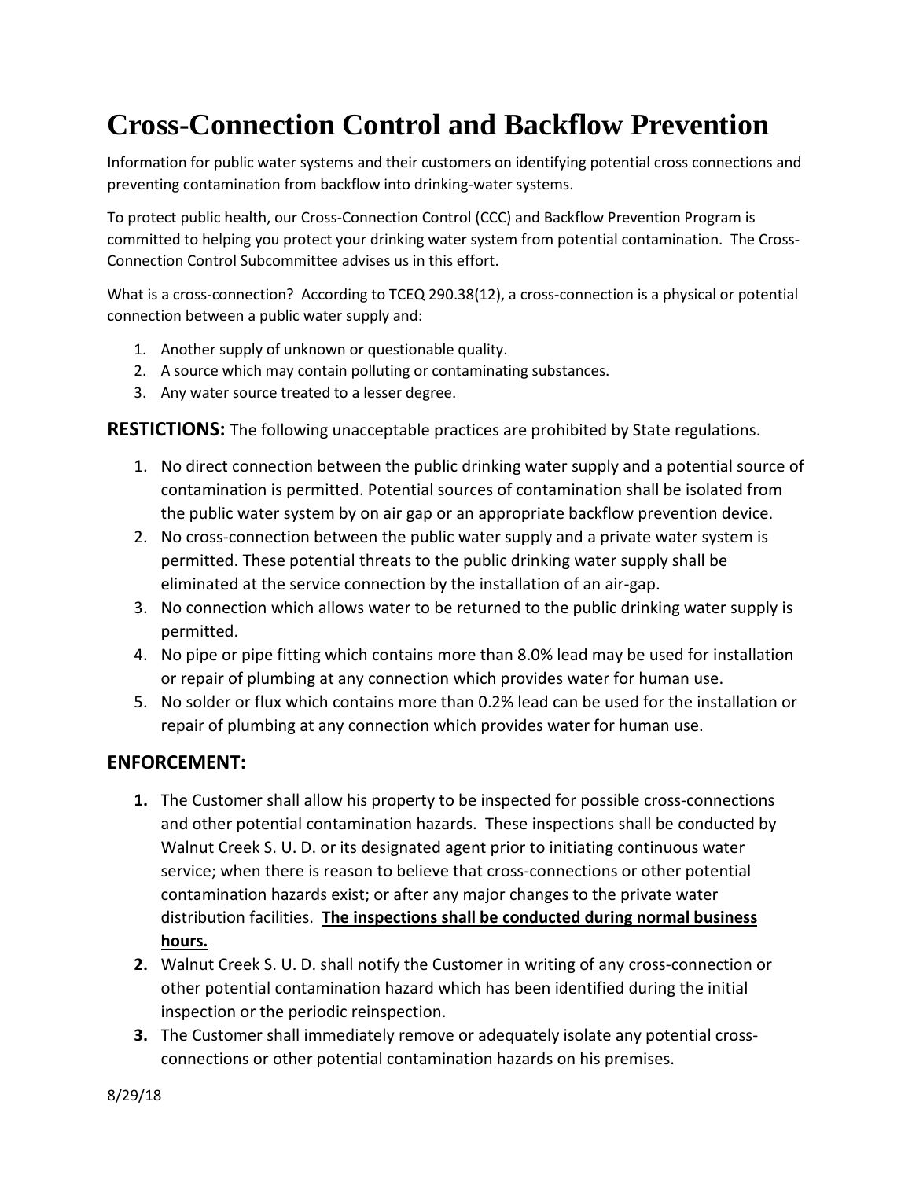# Cross-Connection Control and Backflow Prevention

Information for public water systems and their customers on identifying potential cross connections and preventing contamination from backflow into drinking-water systems.

To protect public health, our Cross-Connection Control (CCC) and Backflow Prevention Program is committed to helping you protect your drinking water system from potential contamination. The Cross-Connection Control Subcommittee advises us in this effort.

What is a cross-connection? According to TCEQ 290.38(12), a cross-connection is a physical or potential connection between a public water supply and:

1. Another supply of unknown or questionable quality.
2. A source which may contain polluting or contaminating substances.
3. Any water source treated to a lesser degree.

**RESTICTIONS:** The following unacceptable practices are prohibited by State regulations.

1. No direct connection between the public drinking water supply and a potential source of contamination is permitted. Potential sources of contamination shall be isolated from the public water system by on air gap or an appropriate backflow prevention device.
2. No cross-connection between the public water supply and a private water system is permitted. These potential threats to the public drinking water supply shall be eliminated at the service connection by the installation of an air-gap.
3. No connection which allows water to be returned to the public drinking water supply is permitted.
4. No pipe or pipe fitting which contains more than 8.0% lead may be used for installation or repair of plumbing at any connection which provides water for human use.
5. No solder or flux which contains more than 0.2% lead can be used for the installation or repair of plumbing at any connection which provides water for human use.

## ENFORCEMENT:

1. The Customer shall allow his property to be inspected for possible cross-connections and other potential contamination hazards. These inspections shall be conducted by Walnut Creek S. U. D. or its designated agent prior to initiating continuous water service; when there is reason to believe that cross-connections or other potential contamination hazards exist; or after any major changes to the private water distribution facilities. **The inspections shall be conducted during normal business hours.**
2. Walnut Creek S. U. D. shall notify the Customer in writing of any cross-connection or other potential contamination hazard which has been identified during the initial inspection or the periodic reinspection.
3. The Customer shall immediately remove or adequately isolate any potential cross-connections or other potential contamination hazards on his premises.

8/29/18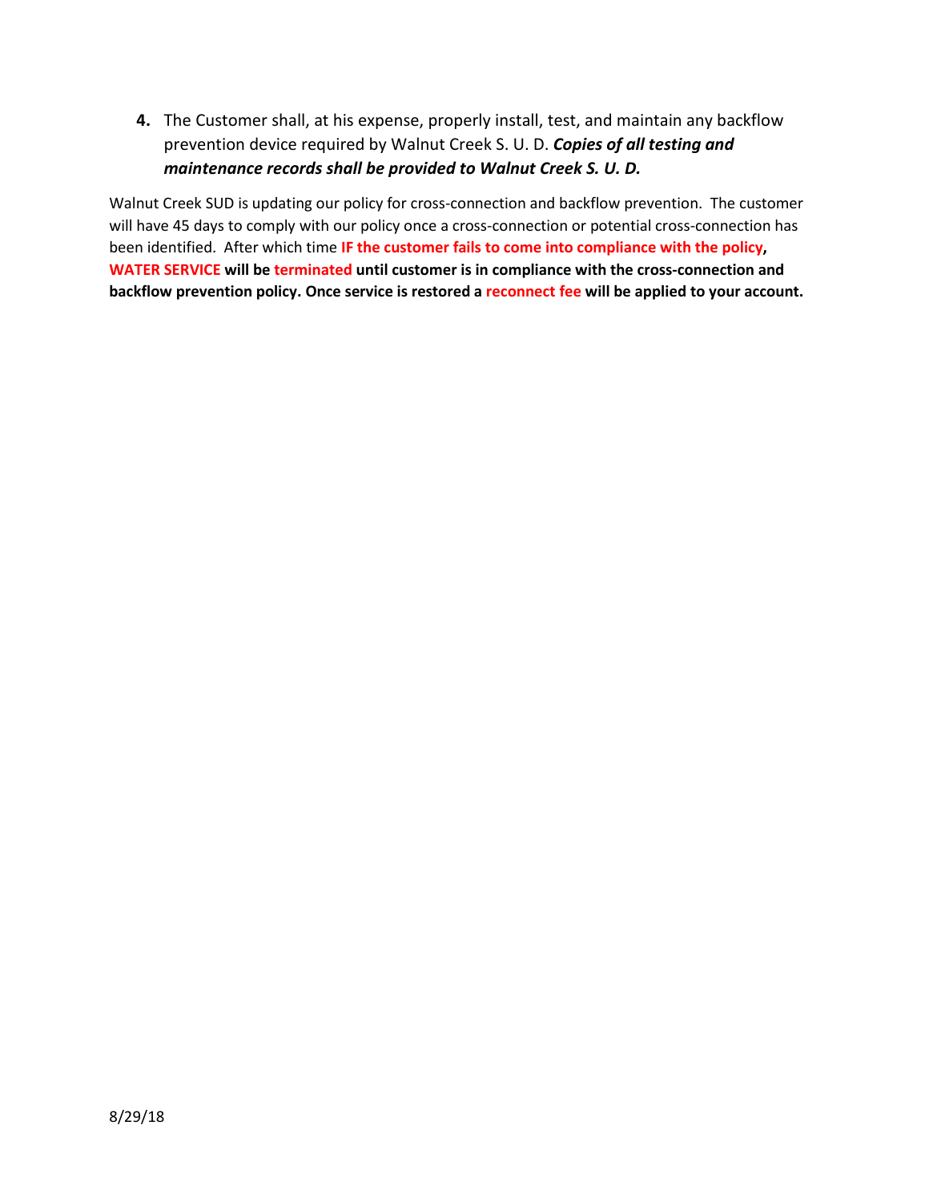4. The Customer shall, at his expense, properly install, test, and maintain any backflow prevention device required by Walnut Creek S. U. D. ***Copies of all testing and maintenance records shall be provided to Walnut Creek S. U. D.***

Walnut Creek SUD is updating our policy for cross-connection and backflow prevention. The customer will have 45 days to comply with our policy once a cross-connection or potential cross-connection has been identified. After which time **IF the customer fails to come into compliance with the policy, WATER SERVICE will be terminated until customer is in compliance with the cross-connection and backflow prevention policy. Once service is restored a reconnect fee will be applied to your account.**

8/29/18